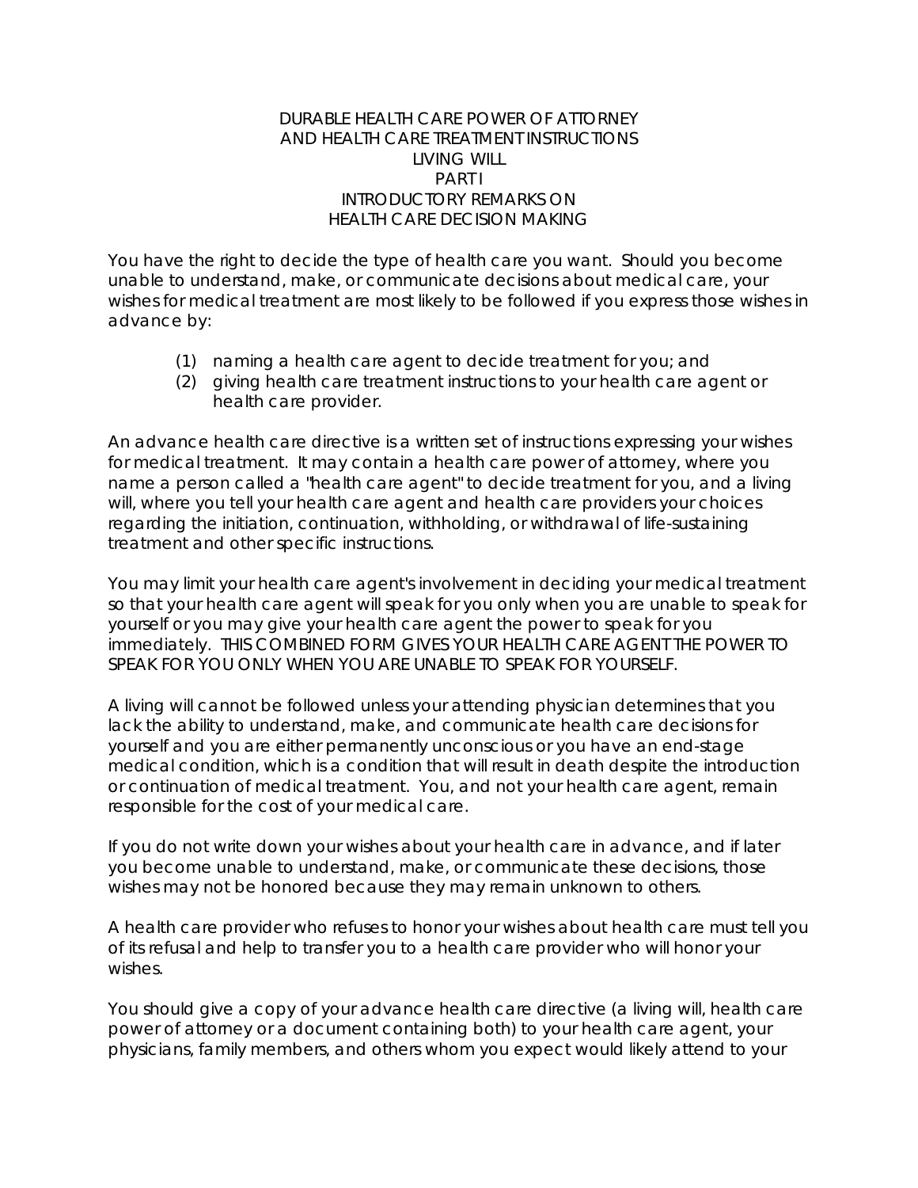# DURABLE HEALTH CARE POWER OF ATTORNEY AND HEALTH CARE TREATMENT INSTRUCTIONS LIVING WILL

## PART I

## INTRODUCTORY REMARKS ON HEALTH CARE DECISION MAKING

You have the right to decide the type of health care you want. Should you become unable to understand, make, or communicate decisions about medical care, your wishes for medical treatment are most likely to be followed if you express those wishes in advance by:

(1) naming a health care agent to decide treatment for you; and
(2) giving health care treatment instructions to your health care agent or health care provider.

An advance health care directive is a written set of instructions expressing your wishes for medical treatment. It may contain a health care power of attorney, where you name a person called a "health care agent" to decide treatment for you, and a living will, where you tell your health care agent and health care providers your choices regarding the initiation, continuation, withholding, or withdrawal of life-sustaining treatment and other specific instructions.

You may limit your health care agent's involvement in deciding your medical treatment so that your health care agent will speak for you only when you are unable to speak for yourself or you may give your health care agent the power to speak for you immediately. THIS COMBINED FORM GIVES YOUR HEALTH CARE AGENT THE POWER TO SPEAK FOR YOU ONLY WHEN YOU ARE UNABLE TO SPEAK FOR YOURSELF.

A living will cannot be followed unless your attending physician determines that you lack the ability to understand, make, and communicate health care decisions for yourself and you are either permanently unconscious or you have an end-stage medical condition, which is a condition that will result in death despite the introduction or continuation of medical treatment. You, and not your health care agent, remain responsible for the cost of your medical care.

If you do not write down your wishes about your health care in advance, and if later you become unable to understand, make, or communicate these decisions, those wishes may not be honored because they may remain unknown to others.

A health care provider who refuses to honor your wishes about health care must tell you of its refusal and help to transfer you to a health care provider who will honor your wishes.

You should give a copy of your advance health care directive (a living will, health care power of attorney or a document containing both) to your health care agent, your physicians, family members, and others whom you expect would likely attend to your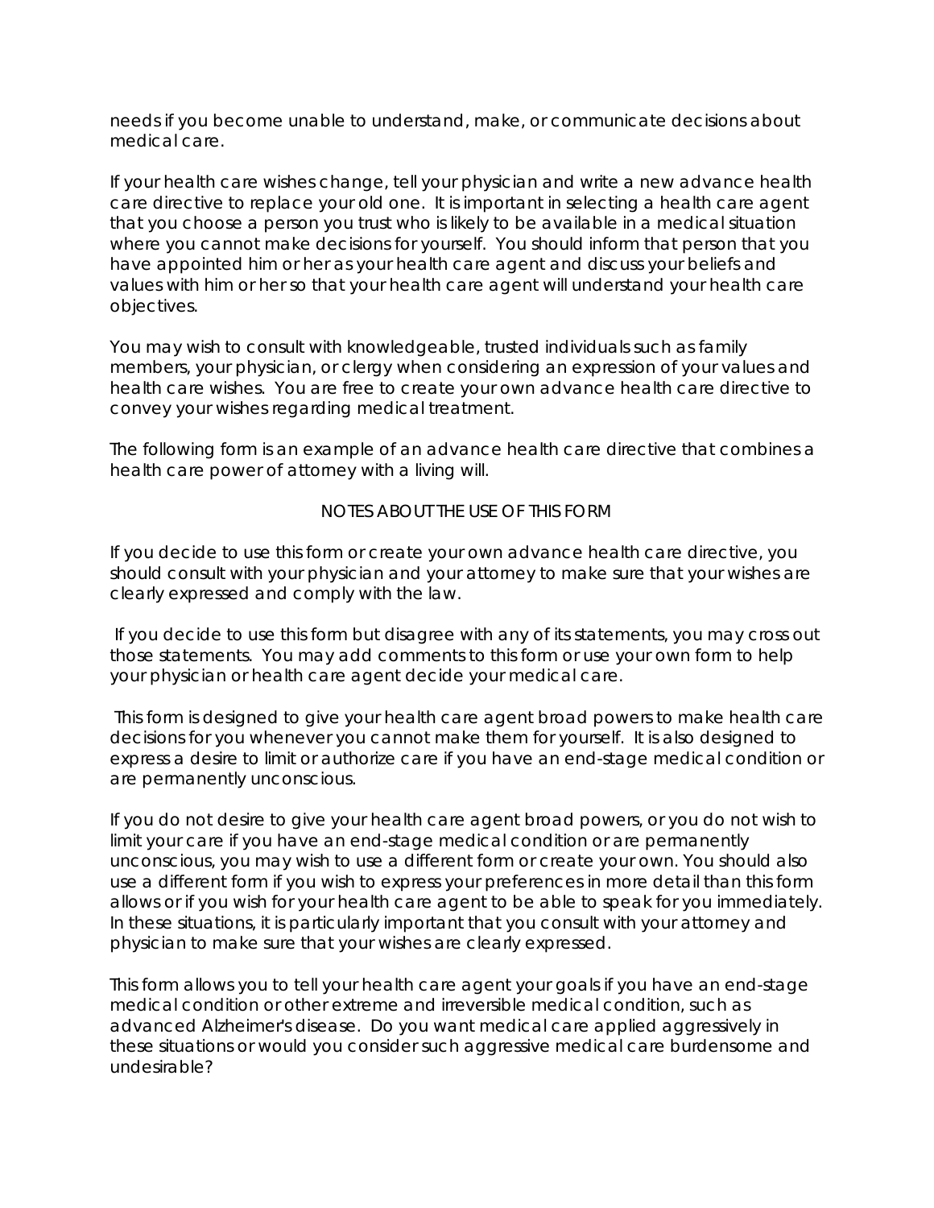needs if you become unable to understand, make, or communicate decisions about medical care.

If your health care wishes change, tell your physician and write a new advance health care directive to replace your old one. It is important in selecting a health care agent that you choose a person you trust who is likely to be available in a medical situation where you cannot make decisions for yourself. You should inform that person that you have appointed him or her as your health care agent and discuss your beliefs and values with him or her so that your health care agent will understand your health care objectives.

You may wish to consult with knowledgeable, trusted individuals such as family members, your physician, or clergy when considering an expression of your values and health care wishes. You are free to create your own advance health care directive to convey your wishes regarding medical treatment.

The following form is an example of an advance health care directive that combines a health care power of attorney with a living will.

NOTES ABOUT THE USE OF THIS FORM

If you decide to use this form or create your own advance health care directive, you should consult with your physician and your attorney to make sure that your wishes are clearly expressed and comply with the law.

If you decide to use this form but disagree with any of its statements, you may cross out those statements. You may add comments to this form or use your own form to help your physician or health care agent decide your medical care.

This form is designed to give your health care agent broad powers to make health care decisions for you whenever you cannot make them for yourself. It is also designed to express a desire to limit or authorize care if you have an end-stage medical condition or are permanently unconscious.

If you do not desire to give your health care agent broad powers, or you do not wish to limit your care if you have an end-stage medical condition or are permanently unconscious, you may wish to use a different form or create your own. You should also use a different form if you wish to express your preferences in more detail than this form allows or if you wish for your health care agent to be able to speak for you immediately. In these situations, it is particularly important that you consult with your attorney and physician to make sure that your wishes are clearly expressed.

This form allows you to tell your health care agent your goals if you have an end-stage medical condition or other extreme and irreversible medical condition, such as advanced Alzheimer's disease. Do you want medical care applied aggressively in these situations or would you consider such aggressive medical care burdensome and undesirable?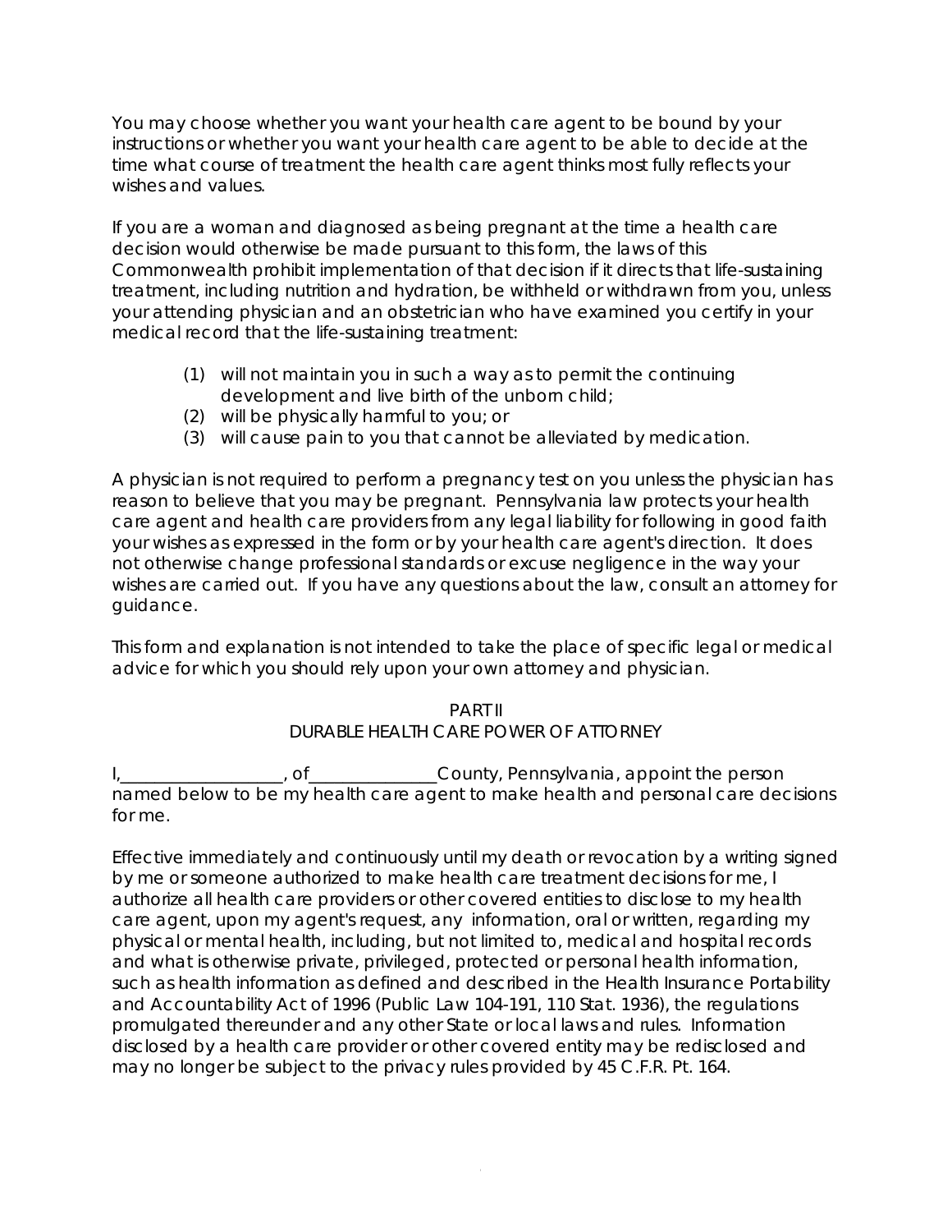You may choose whether you want your health care agent to be bound by your instructions or whether you want your health care agent to be able to decide at the time what course of treatment the health care agent thinks most fully reflects your wishes and values.

If you are a woman and diagnosed as being pregnant at the time a health care decision would otherwise be made pursuant to this form, the laws of this Commonwealth prohibit implementation of that decision if it directs that life-sustaining treatment, including nutrition and hydration, be withheld or withdrawn from you, unless your attending physician and an obstetrician who have examined you certify in your medical record that the life-sustaining treatment:

(1) will not maintain you in such a way as to permit the continuing development and live birth of the unborn child;
(2) will be physically harmful to you; or
(3) will cause pain to you that cannot be alleviated by medication.

A physician is not required to perform a pregnancy test on you unless the physician has reason to believe that you may be pregnant. Pennsylvania law protects your health care agent and health care providers from any legal liability for following in good faith your wishes as expressed in the form or by your health care agent's direction. It does not otherwise change professional standards or excuse negligence in the way your wishes are carried out. If you have any questions about the law, consult an attorney for guidance.

This form and explanation is not intended to take the place of specific legal or medical advice for which you should rely upon your own attorney and physician.

## PART II
## DURABLE HEALTH CARE POWER OF ATTORNEY

I,___________________, of_______________County, Pennsylvania, appoint the person named below to be my health care agent to make health and personal care decisions for me.

Effective immediately and continuously until my death or revocation by a writing signed by me or someone authorized to make health care treatment decisions for me, I authorize all health care providers or other covered entities to disclose to my health care agent, upon my agent's request, any information, oral or written, regarding my physical or mental health, including, but not limited to, medical and hospital records and what is otherwise private, privileged, protected or personal health information, such as health information as defined and described in the Health Insurance Portability and Accountability Act of 1996 (Public Law 104-191, 110 Stat. 1936), the regulations promulgated thereunder and any other State or local laws and rules. Information disclosed by a health care provider or other covered entity may be redisclosed and may no longer be subject to the privacy rules provided by 45 C.F.R. Pt. 164.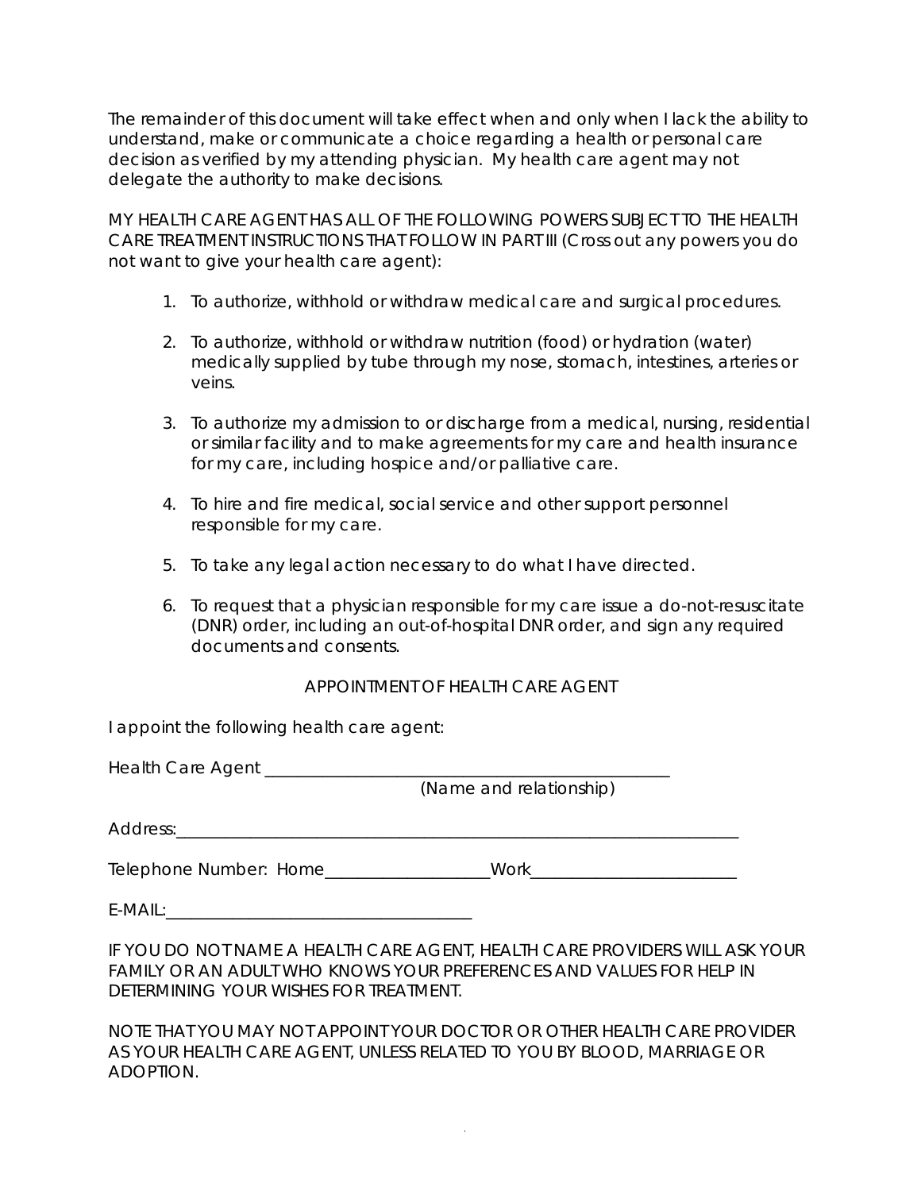The remainder of this document will take effect when and only when I lack the ability to understand, make or communicate a choice regarding a health or personal care decision as verified by my attending physician. My health care agent may not delegate the authority to make decisions.

MY HEALTH CARE AGENT HAS ALL OF THE FOLLOWING POWERS SUBJECT TO THE HEALTH CARE TREATMENT INSTRUCTIONS THAT FOLLOW IN PART III (Cross out any powers you do not want to give your health care agent):

1. To authorize, withhold or withdraw medical care and surgical procedures.

2. To authorize, withhold or withdraw nutrition (food) or hydration (water) medically supplied by tube through my nose, stomach, intestines, arteries or veins.

3. To authorize my admission to or discharge from a medical, nursing, residential or similar facility and to make agreements for my care and health insurance for my care, including hospice and/or palliative care.

4. To hire and fire medical, social service and other support personnel responsible for my care.

5. To take any legal action necessary to do what I have directed.

6. To request that a physician responsible for my care issue a do-not-resuscitate (DNR) order, including an out-of-hospital DNR order, and sign any required documents and consents.

APPOINTMENT OF HEALTH CARE AGENT

I appoint the following health care agent:

Health Care Agent ______________________________________________
(Name and relationship)

Address:_________________________________________________________________

Telephone Number: Home___________________Work_______________________

E-MAIL:___________________________________

IF YOU DO NOT NAME A HEALTH CARE AGENT, HEALTH CARE PROVIDERS WILL ASK YOUR FAMILY OR AN ADULT WHO KNOWS YOUR PREFERENCES AND VALUES FOR HELP IN DETERMINING YOUR WISHES FOR TREATMENT.

NOTE THAT YOU MAY NOT APPOINT YOUR DOCTOR OR OTHER HEALTH CARE PROVIDER AS YOUR HEALTH CARE AGENT, UNLESS RELATED TO YOU BY BLOOD, MARRIAGE OR ADOPTION.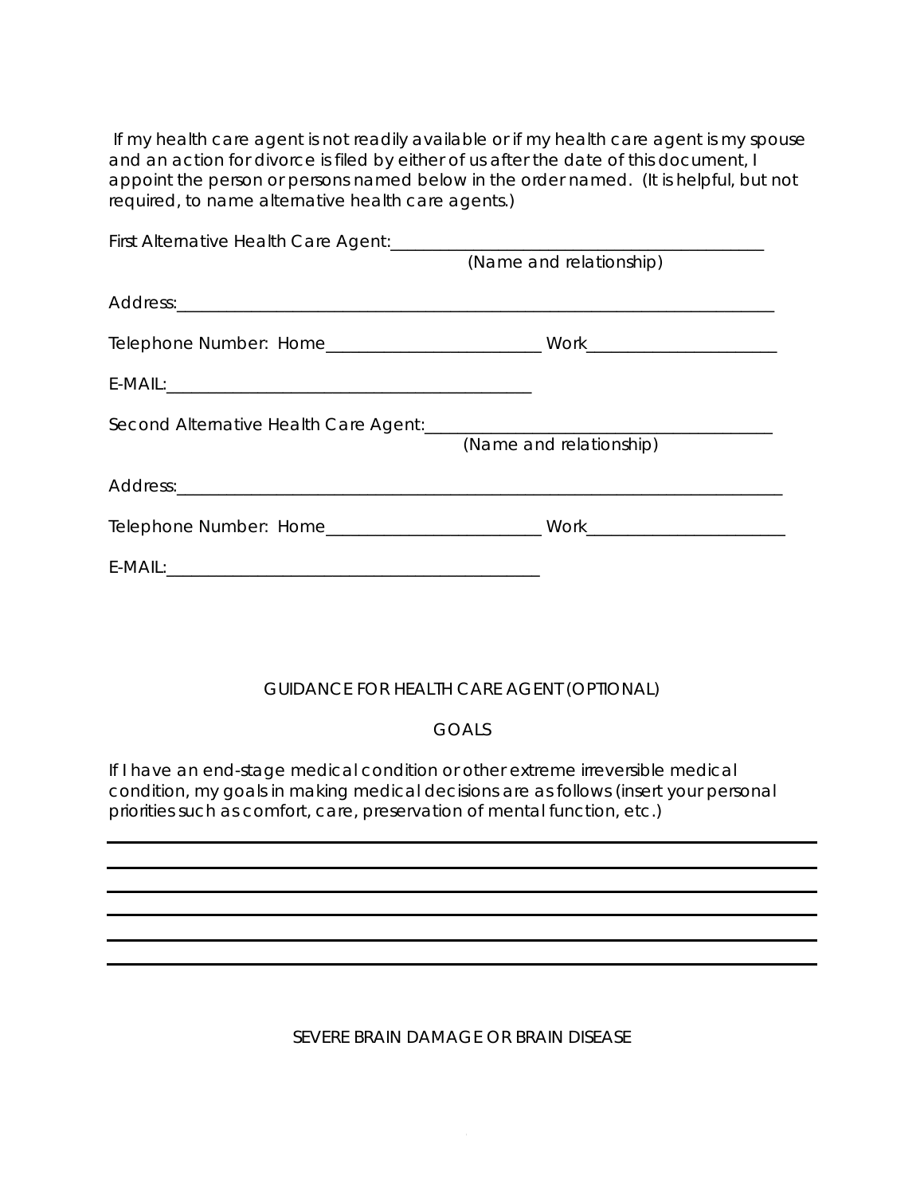If my health care agent is not readily available or if my health care agent is my spouse and an action for divorce is filed by either of us after the date of this document, I appoint the person or persons named below in the order named. (It is helpful, but not required, to name alternative health care agents.)

First Alternative Health Care Agent:_______________________________________________
(Name and relationship)

Address:_____________________________________________________________________________

Telephone Number: Home__________________________ Work______________________

E-MAIL:____________________________________________

Second Alternative Health Care Agent:_____________________________________________
(Name and relationship)

Address:_____________________________________________________________________________

Telephone Number: Home__________________________ Work______________________

E-MAIL:____________________________________________

## GUIDANCE FOR HEALTH CARE AGENT (OPTIONAL)

### GOALS

If I have an end-stage medical condition or other extreme irreversible medical condition, my goals in making medical decisions are as follows (insert your personal priorities such as comfort, care, preservation of mental function, etc.)

_____________________________________________________________________________

_____________________________________________________________________________

_____________________________________________________________________________

_____________________________________________________________________________

_____________________________________________________________________________

_____________________________________________________________________________

### SEVERE BRAIN DAMAGE OR BRAIN DISEASE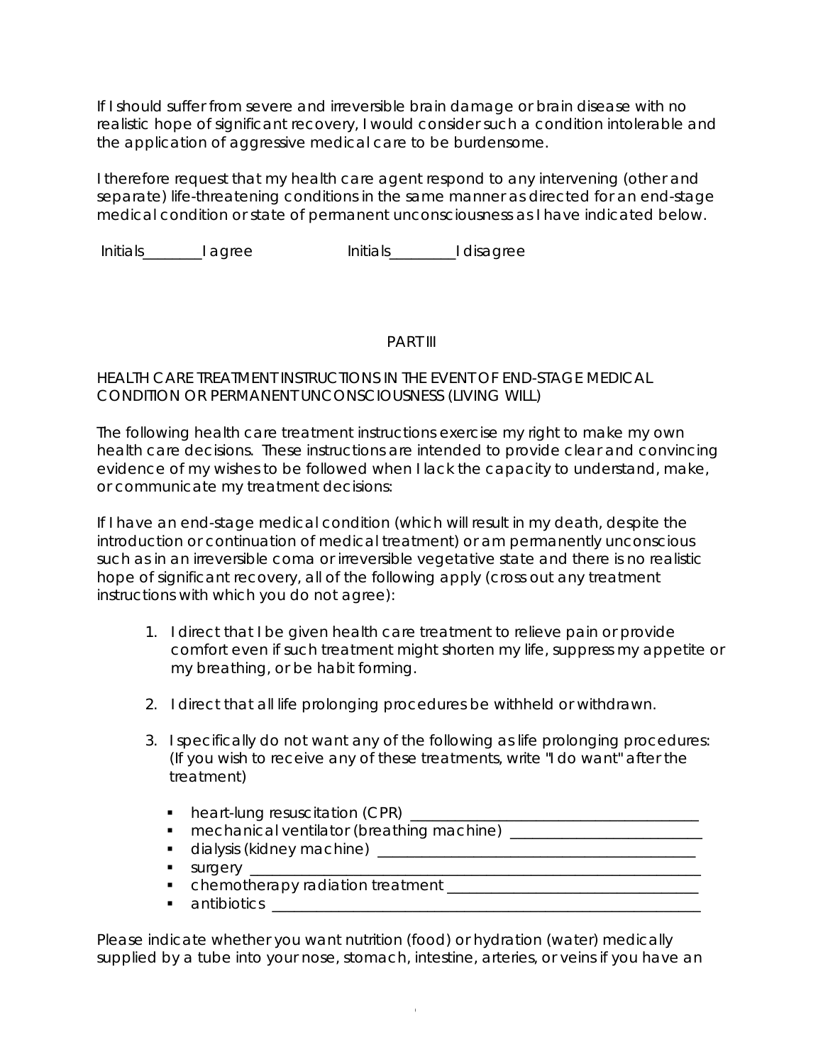If I should suffer from severe and irreversible brain damage or brain disease with no realistic hope of significant recovery, I would consider such a condition intolerable and the application of aggressive medical care to be burdensome.

I therefore request that my health care agent respond to any intervening (other and separate) life-threatening conditions in the same manner as directed for an end-stage medical condition or state of permanent unconsciousness as I have indicated below.

Initials________I agree                    Initials_________I disagree

## PART III

HEALTH CARE TREATMENT INSTRUCTIONS IN THE EVENT OF END-STAGE MEDICAL CONDITION OR PERMANENT UNCONSCIOUSNESS (LIVING WILL)

The following health care treatment instructions exercise my right to make my own health care decisions. These instructions are intended to provide clear and convincing evidence of my wishes to be followed when I lack the capacity to understand, make, or communicate my treatment decisions:

If I have an end-stage medical condition (which will result in my death, despite the introduction or continuation of medical treatment) or am permanently unconscious such as in an irreversible coma or irreversible vegetative state and there is no realistic hope of significant recovery, all of the following apply (cross out any treatment instructions with which you do not agree):

1. I direct that I be given health care treatment to relieve pain or provide comfort even if such treatment might shorten my life, suppress my appetite or my breathing, or be habit forming.

2. I direct that all life prolonging procedures be withheld or withdrawn.

3. I specifically do not want any of the following as life prolonging procedures: (If you wish to receive any of these treatments, write "I do want" after the treatment)

    - heart-lung resuscitation (CPR) _______________________________________
    - mechanical ventilator (breathing machine) _________________________
    - dialysis (kidney machine) ___________________________________________
    - surgery ______________________________________________________________
    - chemotherapy radiation treatment _________________________________
    - antibiotics __________________________________________________________

Please indicate whether you want nutrition (food) or hydration (water) medically supplied by a tube into your nose, stomach, intestine, arteries, or veins if you have an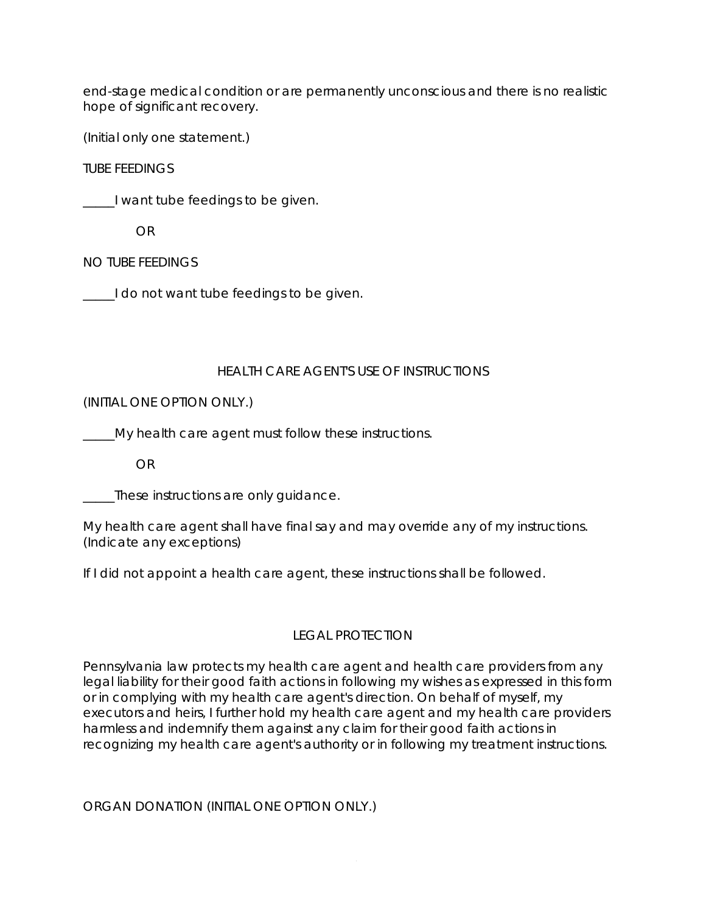end-stage medical condition or are permanently unconscious and there is no realistic hope of significant recovery.

(Initial only one statement.)

TUBE FEEDINGS

_____I want tube feedings to be given.

OR

NO TUBE FEEDINGS

_____I do not want tube feedings to be given.

## HEALTH CARE AGENT'S USE OF INSTRUCTIONS

(INITIAL ONE OPTION ONLY.)

_____My health care agent must follow these instructions.

OR

_____These instructions are only guidance.

My health care agent shall have final say and may override any of my instructions. (Indicate any exceptions)

If I did not appoint a health care agent, these instructions shall be followed.

## LEGAL PROTECTION

Pennsylvania law protects my health care agent and health care providers from any legal liability for their good faith actions in following my wishes as expressed in this form or in complying with my health care agent's direction. On behalf of myself, my executors and heirs, I further hold my health care agent and my health care providers harmless and indemnify them against any claim for their good faith actions in recognizing my health care agent's authority or in following my treatment instructions.

ORGAN DONATION (INITIAL ONE OPTION ONLY.)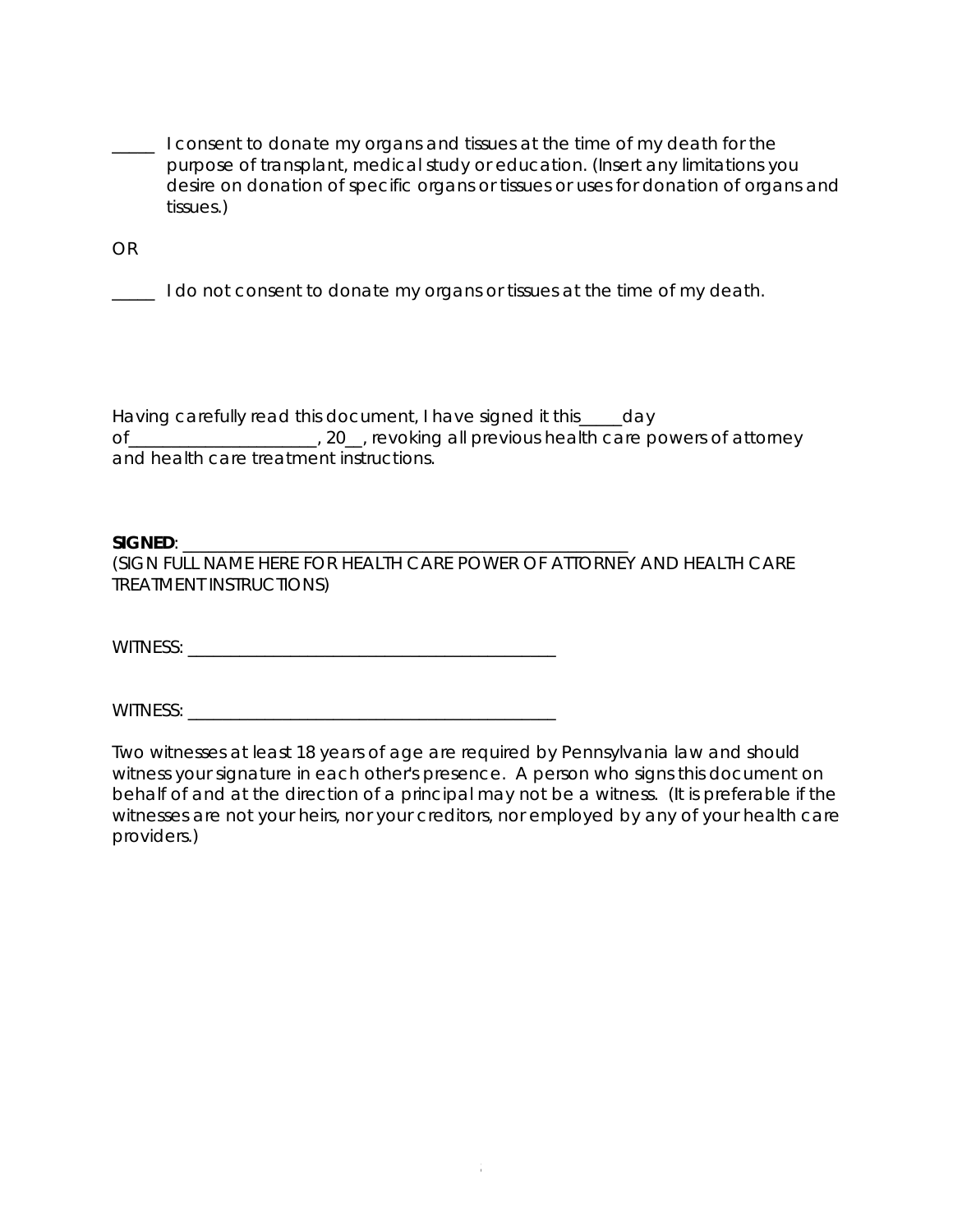_____ I consent to donate my organs and tissues at the time of my death for the purpose of transplant, medical study or education. (Insert any limitations you desire on donation of specific organs or tissues or uses for donation of organs and tissues.)

OR

_____ I do not consent to donate my organs or tissues at the time of my death.

Having carefully read this document, I have signed it this_____day of______________________, 20__, revoking all previous health care powers of attorney and health care treatment instructions.

**SIGNED**: _______________________________________________________
(SIGN FULL NAME HERE FOR HEALTH CARE POWER OF ATTORNEY AND HEALTH CARE TREATMENT INSTRUCTIONS)

WITNESS: _____________________________________________

WITNESS: _____________________________________________

Two witnesses at least 18 years of age are required by Pennsylvania law and should witness your signature in each other's presence. A person who signs this document on behalf of and at the direction of a principal may not be a witness. (It is preferable if the witnesses are not your heirs, nor your creditors, nor employed by any of your health care providers.)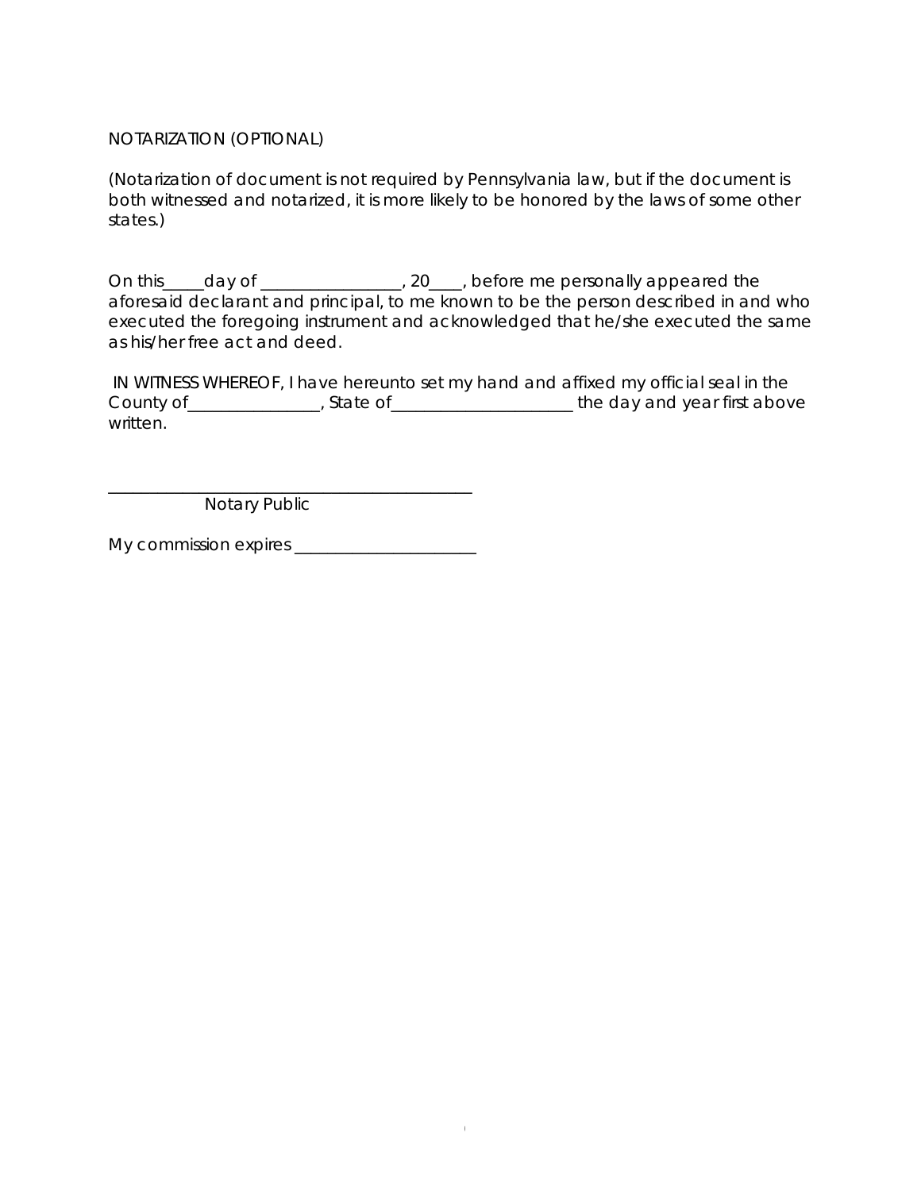NOTARIZATION (OPTIONAL)

(Notarization of document is not required by Pennsylvania law, but if the document is both witnessed and notarized, it is more likely to be honored by the laws of some other states.)

On this_____day of _________________, 20____, before me personally appeared the aforesaid declarant and principal, to me known to be the person described in and who executed the foregoing instrument and acknowledged that he/she executed the same as his/her free act and deed.

IN WITNESS WHEREOF, I have hereunto set my hand and affixed my official seal in the County of________________, State of______________________ the day and year first above written.

_____________________________________________
Notary Public

My commission expires ______________________